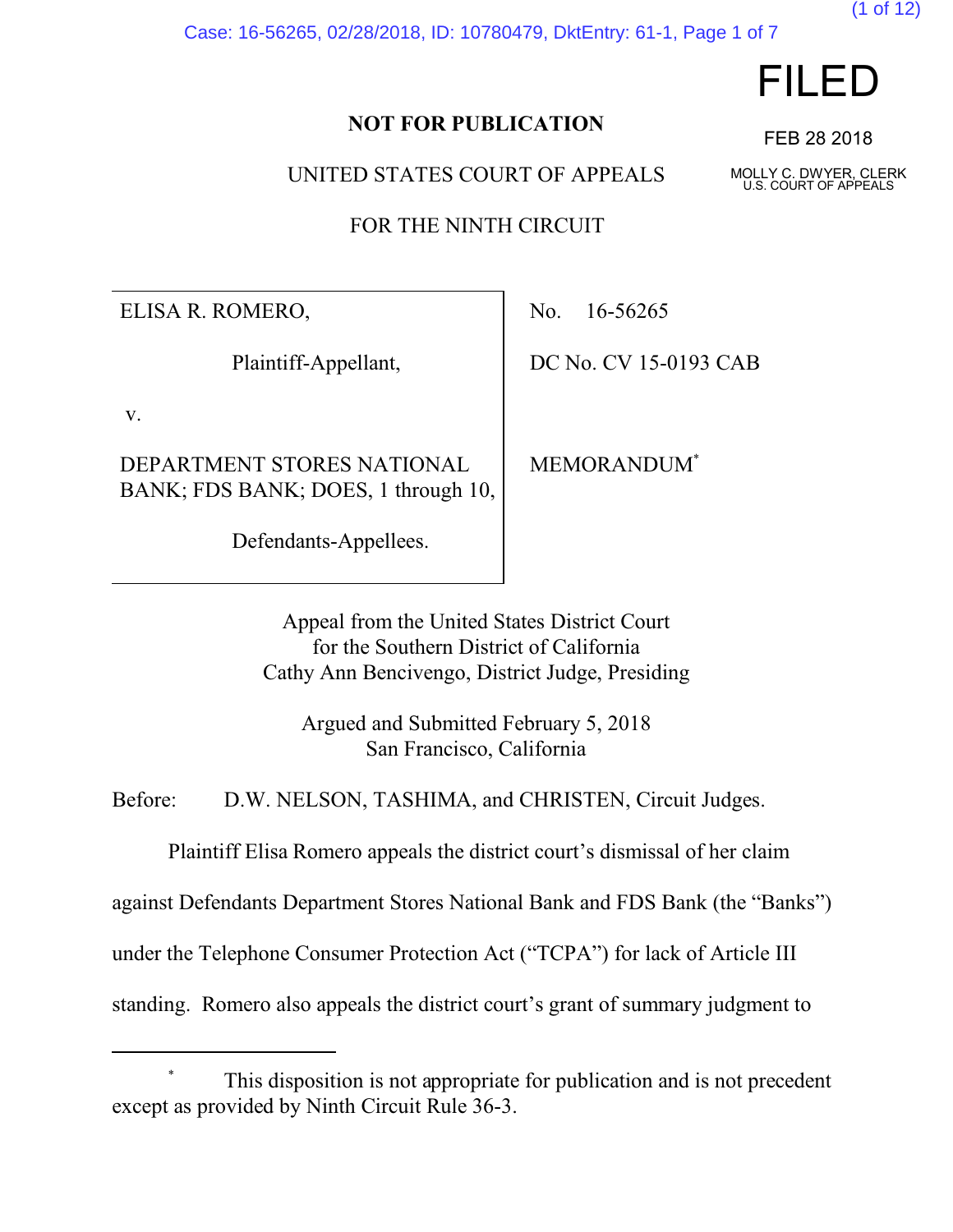**FILED**

FEB 28 2018

MOLLY C. DWYER, CLERK
U.S. COURT OF APPEALS

**NOT FOR PUBLICATION**

UNITED STATES COURT OF APPEALS

FOR THE NINTH CIRCUIT

| | |
|---|---|
| ELISA R. ROMERO,<br><br>Plaintiff-Appellant,<br><br>v.<br><br>DEPARTMENT STORES NATIONAL BANK; FDS BANK; DOES, 1 through 10,<br><br>Defendants-Appellees. | No. 16-56265<br><br>DC No. CV 15-0193 CAB<br><br>MEMORANDUM* |

Appeal from the United States District Court
for the Southern District of California
Cathy Ann Bencivengo, District Judge, Presiding

Argued and Submitted February 5, 2018
San Francisco, California

Before: D.W. NELSON, TASHIMA, and CHRISTEN, Circuit Judges.

Plaintiff Elisa Romero appeals the district court's dismissal of her claim against Defendants Department Stores National Bank and FDS Bank (the "Banks") under the Telephone Consumer Protection Act ("TCPA") for lack of Article III standing. Romero also appeals the district court's grant of summary judgment to

---

\* This disposition is not appropriate for publication and is not precedent except as provided by Ninth Circuit Rule 36-3.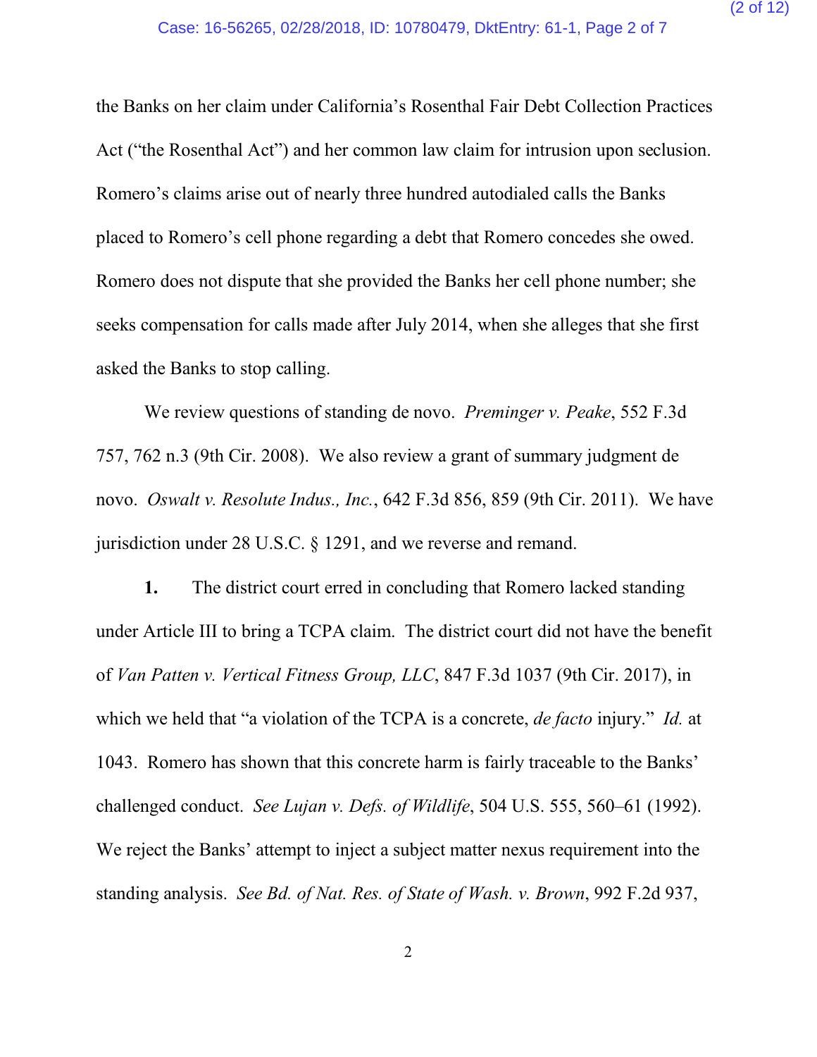the Banks on her claim under California's Rosenthal Fair Debt Collection Practices Act ("the Rosenthal Act") and her common law claim for intrusion upon seclusion. Romero's claims arise out of nearly three hundred autodialed calls the Banks placed to Romero's cell phone regarding a debt that Romero concedes she owed. Romero does not dispute that she provided the Banks her cell phone number; she seeks compensation for calls made after July 2014, when she alleges that she first asked the Banks to stop calling.

We review questions of standing de novo. *Preminger v. Peake*, 552 F.3d 757, 762 n.3 (9th Cir. 2008). We also review a grant of summary judgment de novo. *Oswalt v. Resolute Indus., Inc.*, 642 F.3d 856, 859 (9th Cir. 2011). We have jurisdiction under 28 U.S.C. § 1291, and we reverse and remand.

**1.** The district court erred in concluding that Romero lacked standing under Article III to bring a TCPA claim. The district court did not have the benefit of *Van Patten v. Vertical Fitness Group, LLC*, 847 F.3d 1037 (9th Cir. 2017), in which we held that "a violation of the TCPA is a concrete, *de facto* injury." *Id.* at 1043. Romero has shown that this concrete harm is fairly traceable to the Banks' challenged conduct. *See Lujan v. Defs. of Wildlife*, 504 U.S. 555, 560–61 (1992). We reject the Banks' attempt to inject a subject matter nexus requirement into the standing analysis. *See Bd. of Nat. Res. of State of Wash. v. Brown*, 992 F.2d 937,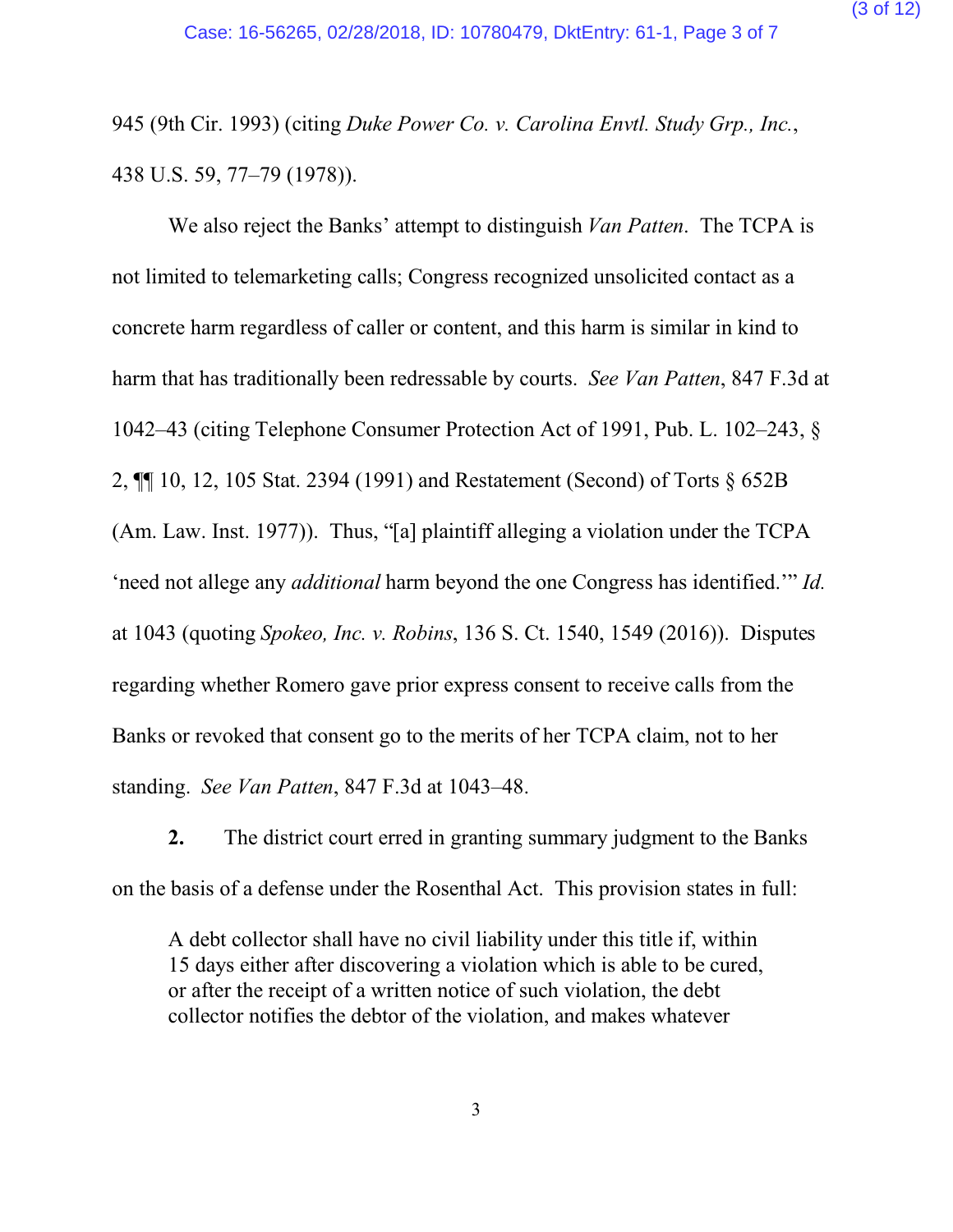945 (9th Cir. 1993) (citing *Duke Power Co. v. Carolina Envtl. Study Grp., Inc.*, 438 U.S. 59, 77–79 (1978)).

We also reject the Banks' attempt to distinguish *Van Patten*. The TCPA is not limited to telemarketing calls; Congress recognized unsolicited contact as a concrete harm regardless of caller or content, and this harm is similar in kind to harm that has traditionally been redressable by courts. *See Van Patten*, 847 F.3d at 1042–43 (citing Telephone Consumer Protection Act of 1991, Pub. L. 102–243, § 2, ¶¶ 10, 12, 105 Stat. 2394 (1991) and Restatement (Second) of Torts § 652B (Am. Law. Inst. 1977)). Thus, "[a] plaintiff alleging a violation under the TCPA 'need not allege any *additional* harm beyond the one Congress has identified.'" *Id.* at 1043 (quoting *Spokeo, Inc. v. Robins*, 136 S. Ct. 1540, 1549 (2016)). Disputes regarding whether Romero gave prior express consent to receive calls from the Banks or revoked that consent go to the merits of her TCPA claim, not to her standing. *See Van Patten*, 847 F.3d at 1043–48.

**2.** The district court erred in granting summary judgment to the Banks on the basis of a defense under the Rosenthal Act. This provision states in full:

> A debt collector shall have no civil liability under this title if, within 15 days either after discovering a violation which is able to be cured, or after the receipt of a written notice of such violation, the debt collector notifies the debtor of the violation, and makes whatever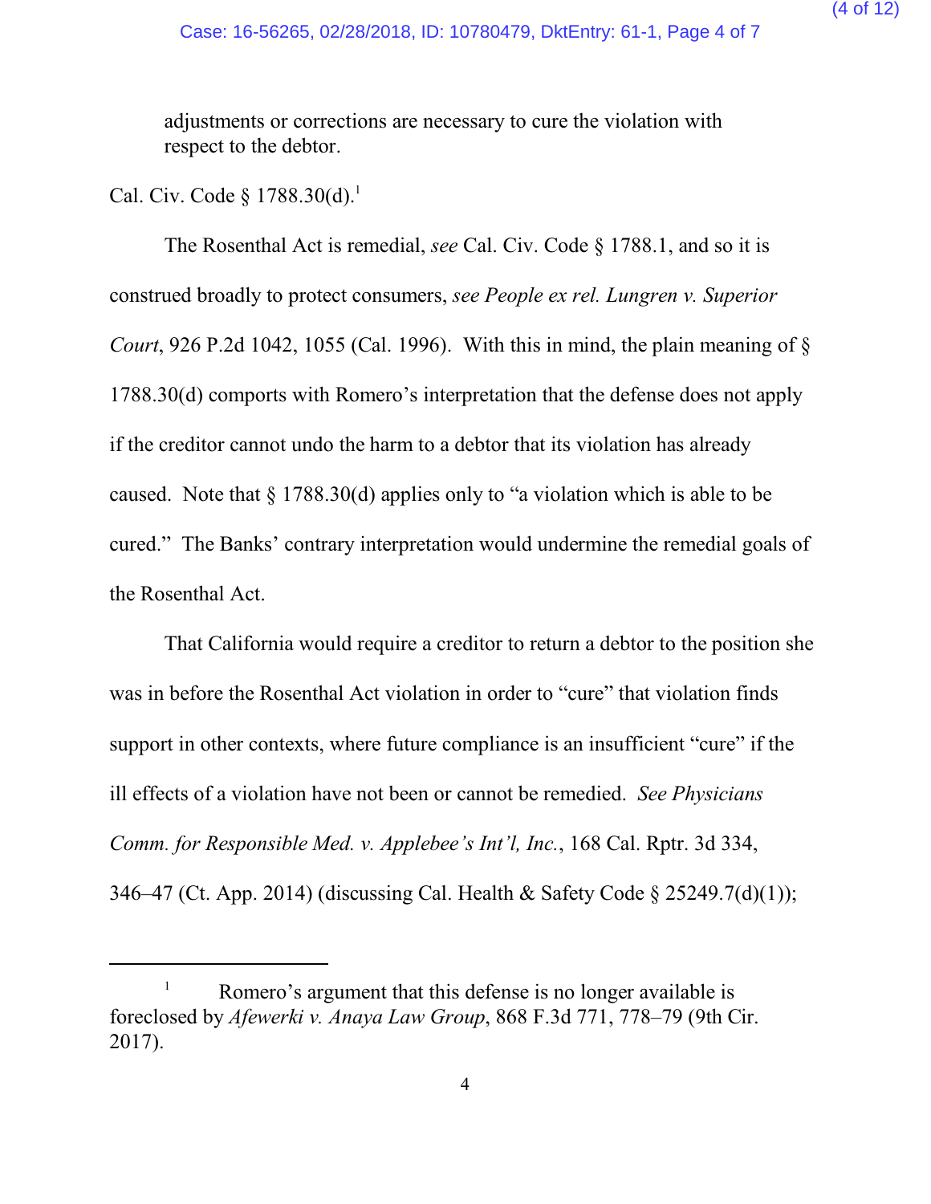adjustments or corrections are necessary to cure the violation with respect to the debtor.

Cal. Civ. Code § 1788.30(d).[1]

The Rosenthal Act is remedial, *see* Cal. Civ. Code § 1788.1, and so it is construed broadly to protect consumers, *see People ex rel. Lungren v. Superior Court*, 926 P.2d 1042, 1055 (Cal. 1996). With this in mind, the plain meaning of § 1788.30(d) comports with Romero's interpretation that the defense does not apply if the creditor cannot undo the harm to a debtor that its violation has already caused. Note that § 1788.30(d) applies only to "a violation which is able to be cured." The Banks' contrary interpretation would undermine the remedial goals of the Rosenthal Act.

That California would require a creditor to return a debtor to the position she was in before the Rosenthal Act violation in order to "cure" that violation finds support in other contexts, where future compliance is an insufficient "cure" if the ill effects of a violation have not been or cannot be remedied. *See Physicians Comm. for Responsible Med. v. Applebee's Int'l, Inc.*, 168 Cal. Rptr. 3d 334, 346–47 (Ct. App. 2014) (discussing Cal. Health & Safety Code § 25249.7(d)(1));

---

[1] Romero's argument that this defense is no longer available is foreclosed by *Afewerki v. Anaya Law Group*, 868 F.3d 771, 778–79 (9th Cir. 2017).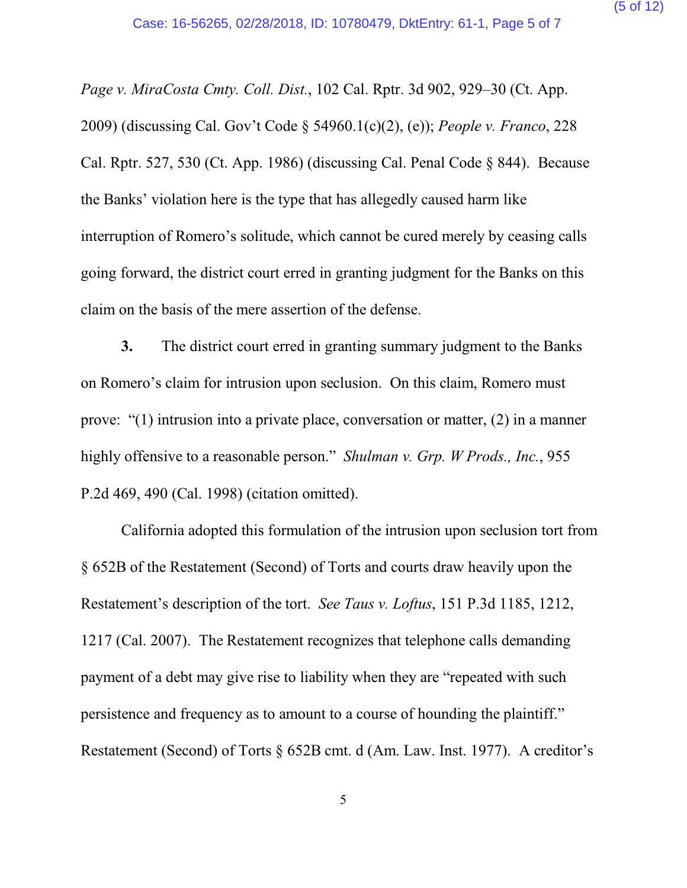*Page v. MiraCosta Cmty. Coll. Dist.*, 102 Cal. Rptr. 3d 902, 929–30 (Ct. App. 2009) (discussing Cal. Gov't Code § 54960.1(c)(2), (e)); *People v. Franco*, 228 Cal. Rptr. 527, 530 (Ct. App. 1986) (discussing Cal. Penal Code § 844). Because the Banks' violation here is the type that has allegedly caused harm like interruption of Romero's solitude, which cannot be cured merely by ceasing calls going forward, the district court erred in granting judgment for the Banks on this claim on the basis of the mere assertion of the defense.

**3.** The district court erred in granting summary judgment to the Banks on Romero's claim for intrusion upon seclusion. On this claim, Romero must prove: "(1) intrusion into a private place, conversation or matter, (2) in a manner highly offensive to a reasonable person." *Shulman v. Grp. W Prods., Inc.*, 955 P.2d 469, 490 (Cal. 1998) (citation omitted).

California adopted this formulation of the intrusion upon seclusion tort from § 652B of the Restatement (Second) of Torts and courts draw heavily upon the Restatement's description of the tort. *See Taus v. Loftus*, 151 P.3d 1185, 1212, 1217 (Cal. 2007). The Restatement recognizes that telephone calls demanding payment of a debt may give rise to liability when they are "repeated with such persistence and frequency as to amount to a course of hounding the plaintiff." Restatement (Second) of Torts § 652B cmt. d (Am. Law. Inst. 1977). A creditor's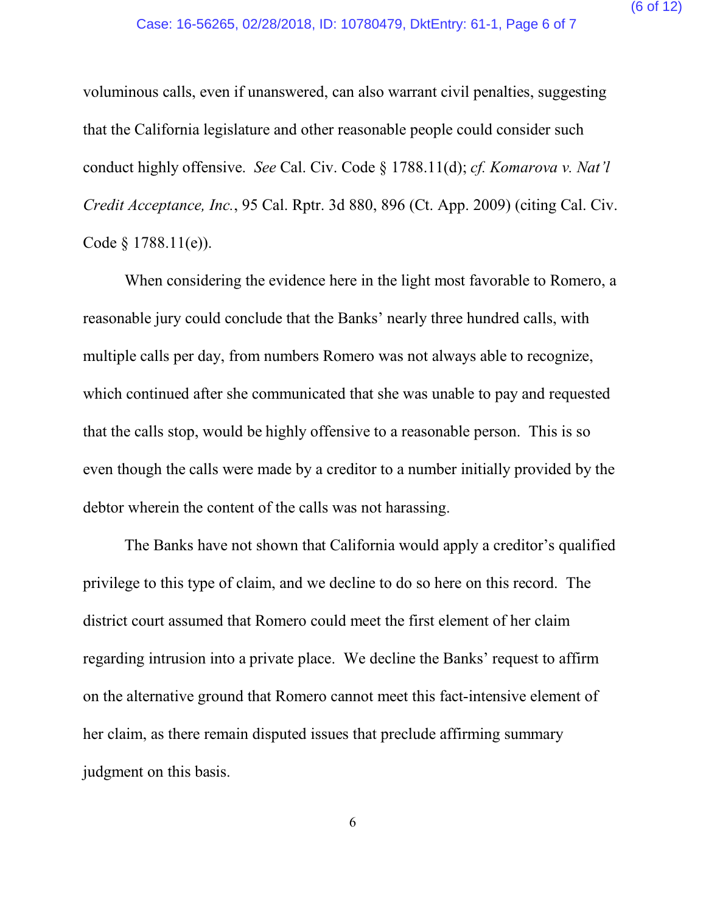voluminous calls, even if unanswered, can also warrant civil penalties, suggesting that the California legislature and other reasonable people could consider such conduct highly offensive. *See* Cal. Civ. Code § 1788.11(d); *cf. Komarova v. Nat'l Credit Acceptance, Inc.*, 95 Cal. Rptr. 3d 880, 896 (Ct. App. 2009) (citing Cal. Civ. Code § 1788.11(e)).

When considering the evidence here in the light most favorable to Romero, a reasonable jury could conclude that the Banks' nearly three hundred calls, with multiple calls per day, from numbers Romero was not always able to recognize, which continued after she communicated that she was unable to pay and requested that the calls stop, would be highly offensive to a reasonable person. This is so even though the calls were made by a creditor to a number initially provided by the debtor wherein the content of the calls was not harassing.

The Banks have not shown that California would apply a creditor's qualified privilege to this type of claim, and we decline to do so here on this record. The district court assumed that Romero could meet the first element of her claim regarding intrusion into a private place. We decline the Banks' request to affirm on the alternative ground that Romero cannot meet this fact-intensive element of her claim, as there remain disputed issues that preclude affirming summary judgment on this basis.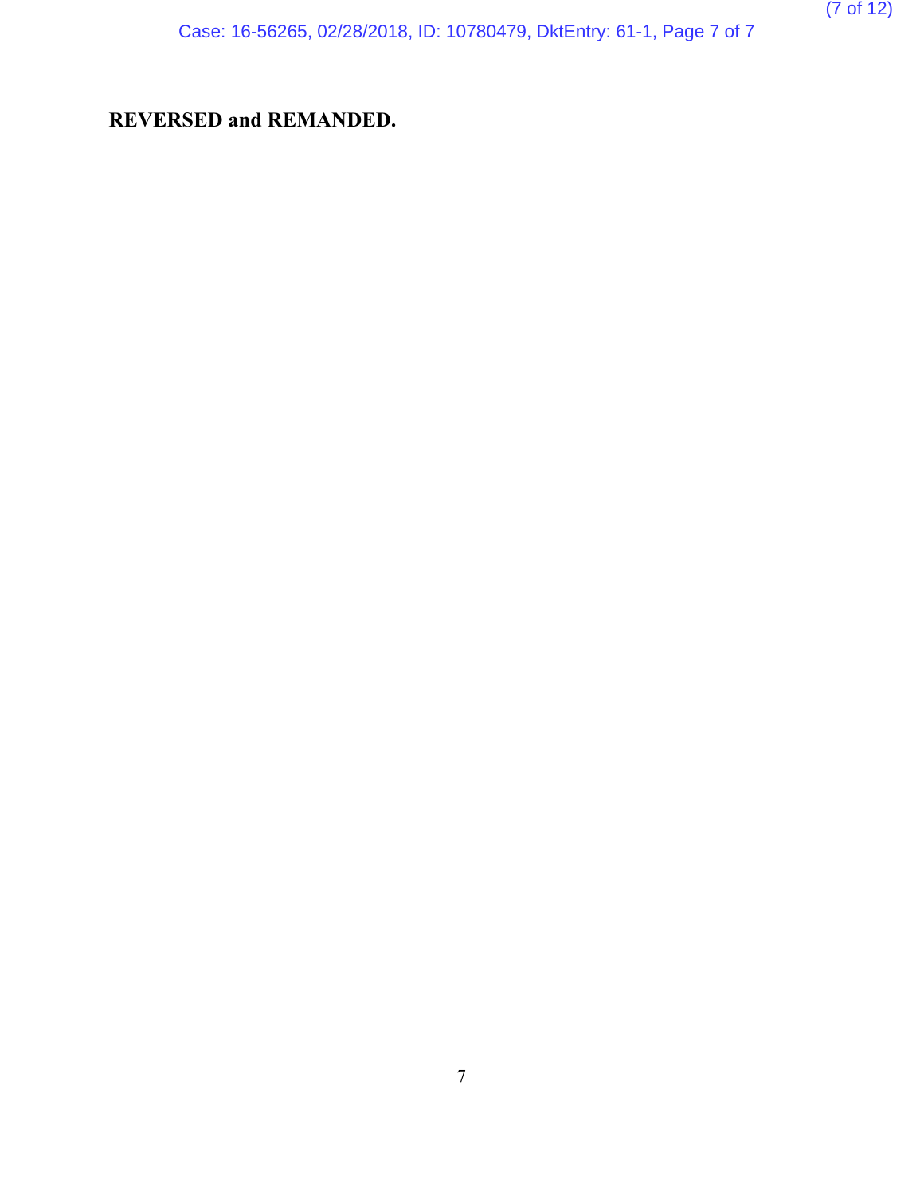**REVERSED and REMANDED.**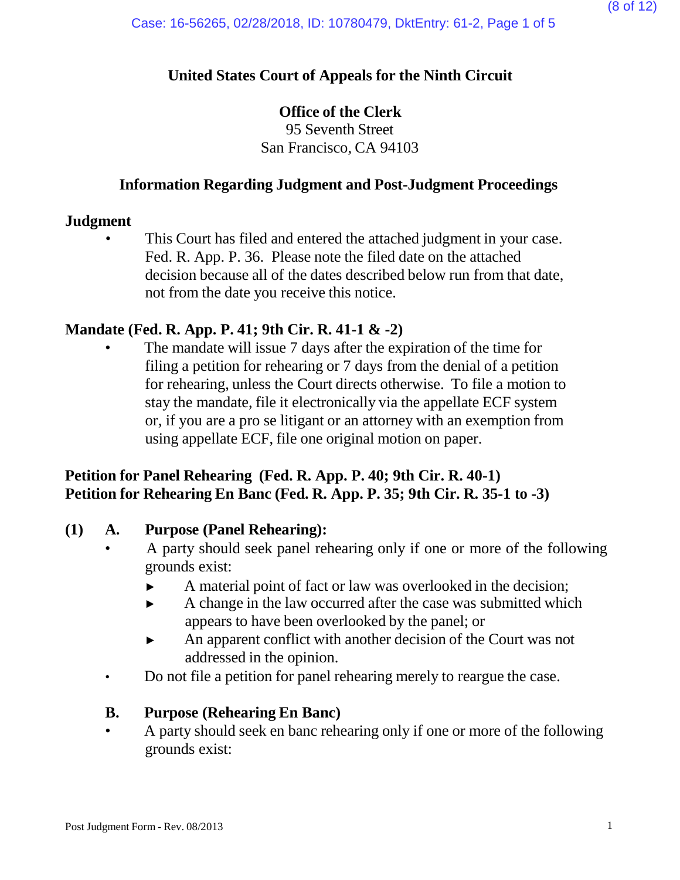**United States Court of Appeals for the Ninth Circuit**

**Office of the Clerk**
95 Seventh Street
San Francisco, CA 94103

**Information Regarding Judgment and Post-Judgment Proceedings**

**Judgment**

- This Court has filed and entered the attached judgment in your case. Fed. R. App. P. 36. Please note the filed date on the attached decision because all of the dates described below run from that date, not from the date you receive this notice.

**Mandate (Fed. R. App. P. 41; 9th Cir. R. 41-1 & -2)**

- The mandate will issue 7 days after the expiration of the time for filing a petition for rehearing or 7 days from the denial of a petition for rehearing, unless the Court directs otherwise. To file a motion to stay the mandate, file it electronically via the appellate ECF system or, if you are a pro se litigant or an attorney with an exemption from using appellate ECF, file one original motion on paper.

**Petition for Panel Rehearing (Fed. R. App. P. 40; 9th Cir. R. 40-1)**
**Petition for Rehearing En Banc (Fed. R. App. P. 35; 9th Cir. R. 35-1 to -3)**

**(1) A. Purpose (Panel Rehearing):**

- A party should seek panel rehearing only if one or more of the following grounds exist:
  - ► A material point of fact or law was overlooked in the decision;
  - ► A change in the law occurred after the case was submitted which appears to have been overlooked by the panel; or
  - ► An apparent conflict with another decision of the Court was not addressed in the opinion.
- Do not file a petition for panel rehearing merely to reargue the case.

**B. Purpose (Rehearing En Banc)**

- A party should seek en banc rehearing only if one or more of the following grounds exist:

Post Judgment Form - Rev. 08/2013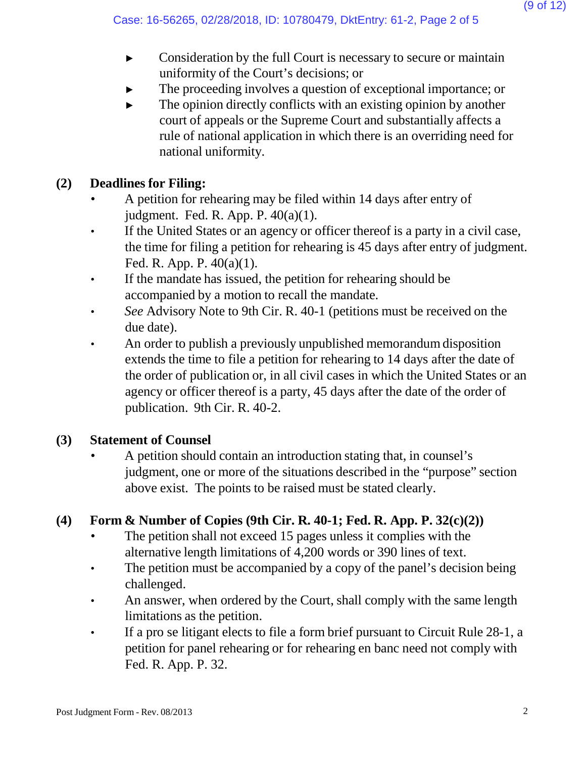- Consideration by the full Court is necessary to secure or maintain uniformity of the Court's decisions; or
- The proceeding involves a question of exceptional importance; or
- The opinion directly conflicts with an existing opinion by another court of appeals or the Supreme Court and substantially affects a rule of national application in which there is an overriding need for national uniformity.

**(2) Deadlines for Filing:**

- A petition for rehearing may be filed within 14 days after entry of judgment. Fed. R. App. P. 40(a)(1).
- If the United States or an agency or officer thereof is a party in a civil case, the time for filing a petition for rehearing is 45 days after entry of judgment. Fed. R. App. P. 40(a)(1).
- If the mandate has issued, the petition for rehearing should be accompanied by a motion to recall the mandate.
- *See* Advisory Note to 9th Cir. R. 40-1 (petitions must be received on the due date).
- An order to publish a previously unpublished memorandum disposition extends the time to file a petition for rehearing to 14 days after the date of the order of publication or, in all civil cases in which the United States or an agency or officer thereof is a party, 45 days after the date of the order of publication. 9th Cir. R. 40-2.

**(3) Statement of Counsel**

- A petition should contain an introduction stating that, in counsel's judgment, one or more of the situations described in the "purpose" section above exist. The points to be raised must be stated clearly.

**(4) Form & Number of Copies (9th Cir. R. 40-1; Fed. R. App. P. 32(c)(2))**

- The petition shall not exceed 15 pages unless it complies with the alternative length limitations of 4,200 words or 390 lines of text.
- The petition must be accompanied by a copy of the panel's decision being challenged.
- An answer, when ordered by the Court, shall comply with the same length limitations as the petition.
- If a pro se litigant elects to file a form brief pursuant to Circuit Rule 28-1, a petition for panel rehearing or for rehearing en banc need not comply with Fed. R. App. P. 32.

Post Judgment Form - Rev. 08/2013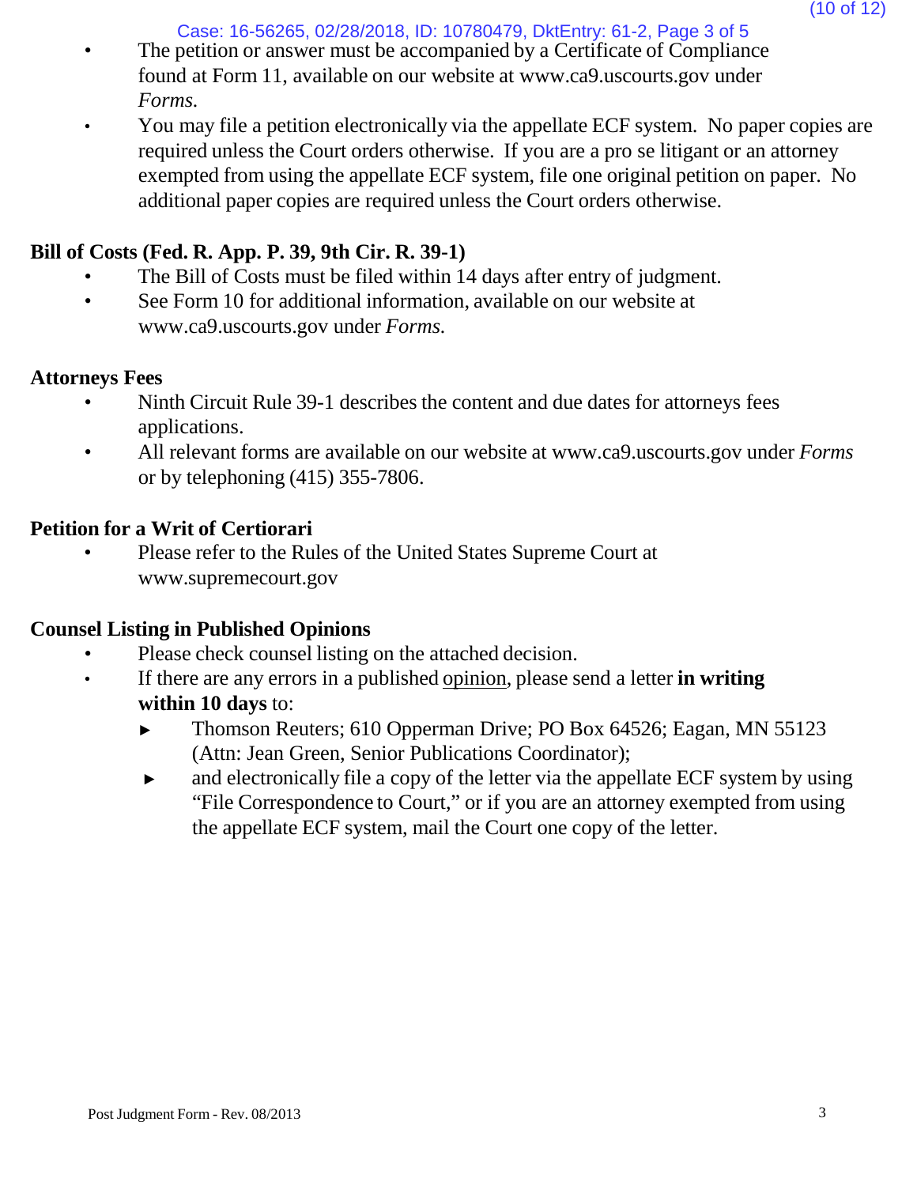- The petition or answer must be accompanied by a Certificate of Compliance found at Form 11, available on our website at www.ca9.uscourts.gov under *Forms.*
- You may file a petition electronically via the appellate ECF system. No paper copies are required unless the Court orders otherwise. If you are a pro se litigant or an attorney exempted from using the appellate ECF system, file one original petition on paper. No additional paper copies are required unless the Court orders otherwise.

**Bill of Costs (Fed. R. App. P. 39, 9th Cir. R. 39-1)**

- The Bill of Costs must be filed within 14 days after entry of judgment.
- See Form 10 for additional information, available on our website at www.ca9.uscourts.gov under *Forms.*

**Attorneys Fees**

- Ninth Circuit Rule 39-1 describes the content and due dates for attorneys fees applications.
- All relevant forms are available on our website at www.ca9.uscourts.gov under *Forms* or by telephoning (415) 355-7806.

**Petition for a Writ of Certiorari**

- Please refer to the Rules of the United States Supreme Court at www.supremecourt.gov

**Counsel Listing in Published Opinions**

- Please check counsel listing on the attached decision.
- If there are any errors in a published opinion, please send a letter **in writing within 10 days** to:
  - ► Thomson Reuters; 610 Opperman Drive; PO Box 64526; Eagan, MN 55123 (Attn: Jean Green, Senior Publications Coordinator);
  - ► and electronically file a copy of the letter via the appellate ECF system by using "File Correspondence to Court," or if you are an attorney exempted from using the appellate ECF system, mail the Court one copy of the letter.

Post Judgment Form - Rev. 08/2013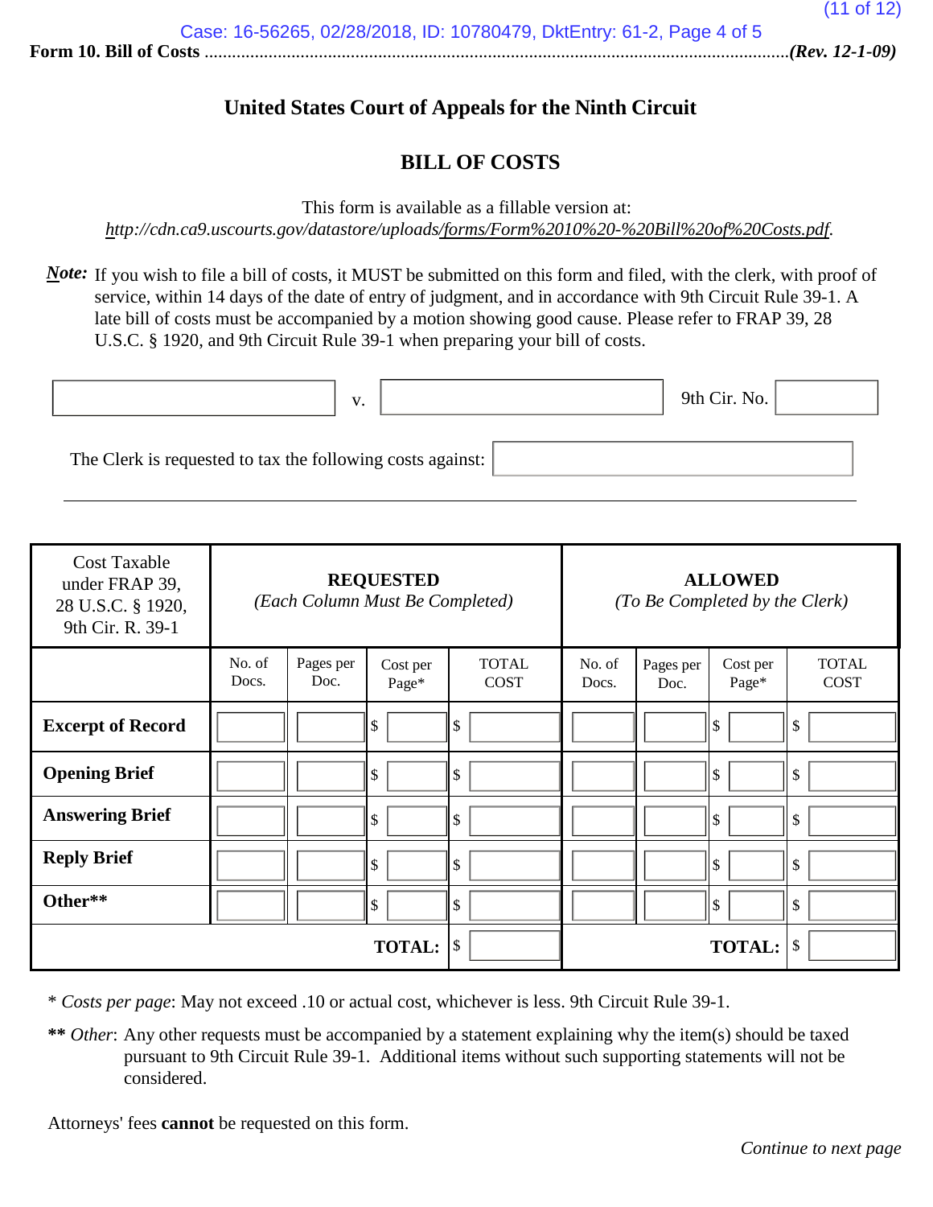**Form 10. Bill of Costs** ................................................................................................................................*(Rev. 12-1-09)*

## United States Court of Appeals for the Ninth Circuit

## BILL OF COSTS

This form is available as a fillable version at:
*http://cdn.ca9.uscourts.gov/datastore/uploads/forms/Form%2010%20-%20Bill%20of%20Costs.pdf.*

***Note:*** If you wish to file a bill of costs, it MUST be submitted on this form and filed, with the clerk, with proof of service, within 14 days of the date of entry of judgment, and in accordance with 9th Circuit Rule 39-1. A late bill of costs must be accompanied by a motion showing good cause. Please refer to FRAP 39, 28 U.S.C. § 1920, and 9th Circuit Rule 39-1 when preparing your bill of costs.

\_\_\_\_\_\_\_\_\_\_\_\_\_\_\_\_ v. \_\_\_\_\_\_\_\_\_\_\_\_\_\_\_\_ 9th Cir. No. \_\_\_\_\_\_\_\_

The Clerk is requested to tax the following costs against: \_\_\_\_\_\_\_\_\_\_\_\_\_\_\_\_

| Cost Taxable under FRAP 39, 28 U.S.C. § 1920, 9th Cir. R. 39-1 | **REQUESTED** *(Each Column Must Be Completed)* | | | | **ALLOWED** *(To Be Completed by the Clerk)* | | | |
|---|---|---|---|---|---|---|---|---|
| | No. of Docs. | Pages per Doc. | Cost per Page* | TOTAL COST | No. of Docs. | Pages per Doc. | Cost per Page* | TOTAL COST |
| **Excerpt of Record** | | | $ | $ | | | $ | $ |
| **Opening Brief** | | | $ | $ | | | $ | $ |
| **Answering Brief** | | | $ | $ | | | $ | $ |
| **Reply Brief** | | | $ | $ | | | $ | $ |
| **Other**** | | | $ | $ | | | $ | $ |
| | | | **TOTAL:** | $ | | | **TOTAL:** | $ |

\* *Costs per page*: May not exceed .10 or actual cost, whichever is less. 9th Circuit Rule 39-1.

**\*\*** *Other*: Any other requests must be accompanied by a statement explaining why the item(s) should be taxed pursuant to 9th Circuit Rule 39-1. Additional items without such supporting statements will not be considered.

Attorneys' fees **cannot** be requested on this form.

*Continue to next page*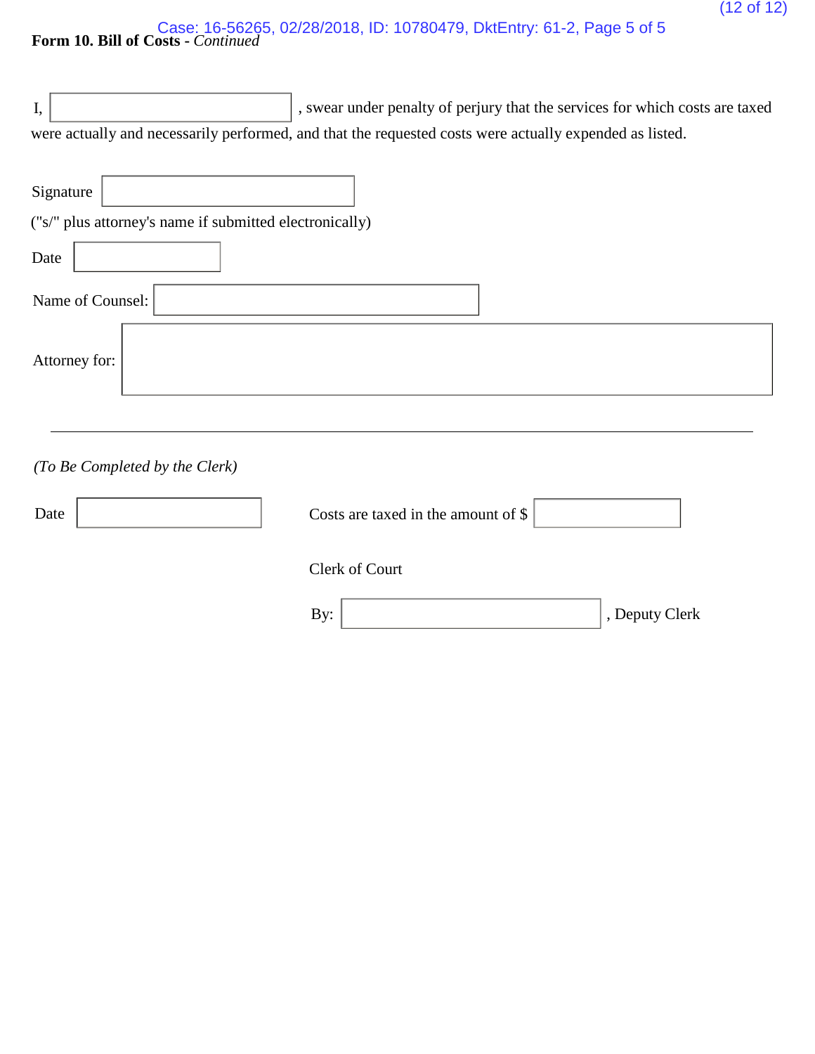**Form 10. Bill of Costs** - *Continued*

I, \_\_\_\_\_\_\_\_\_\_\_\_\_\_\_\_\_\_\_\_, swear under penalty of perjury that the services for which costs are taxed were actually and necessarily performed, and that the requested costs were actually expended as listed.

Signature \_\_\_\_\_\_\_\_\_\_\_\_\_\_\_\_\_\_\_\_

("s/" plus attorney's name if submitted electronically)

Date \_\_\_\_\_\_\_\_\_\_\_\_

Name of Counsel: \_\_\_\_\_\_\_\_\_\_\_\_\_\_\_\_\_\_\_\_

Attorney for: \_\_\_\_\_\_\_\_\_\_\_\_\_\_\_\_\_\_\_\_

---

*(To Be Completed by the Clerk)*

Date \_\_\_\_\_\_\_\_\_\_\_\_ Costs are taxed in the amount of $ \_\_\_\_\_\_\_\_\_\_\_\_

Clerk of Court

By: \_\_\_\_\_\_\_\_\_\_\_\_\_\_\_\_\_\_\_\_, Deputy Clerk